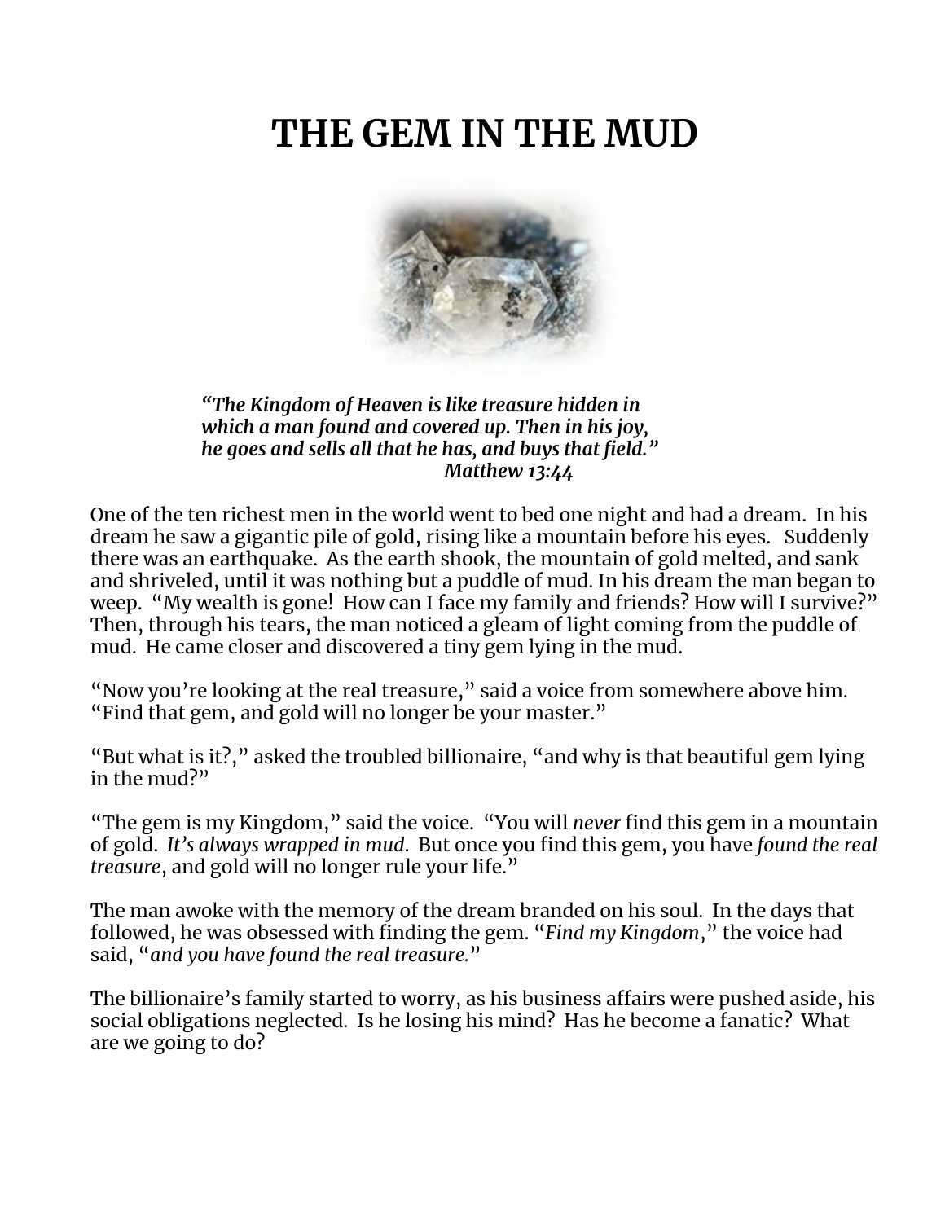# THE GEM IN THE MUD

*"The Kingdom of Heaven is like treasure hidden in which a man found and covered up. Then in his joy, he goes and sells all that he has, and buys that field."*
*Matthew 13:44*

One of the ten richest men in the world went to bed one night and had a dream. In his dream he saw a gigantic pile of gold, rising like a mountain before his eyes. Suddenly there was an earthquake. As the earth shook, the mountain of gold melted, and sank and shriveled, until it was nothing but a puddle of mud. In his dream the man began to weep. "My wealth is gone! How can I face my family and friends? How will I survive?" Then, through his tears, the man noticed a gleam of light coming from the puddle of mud. He came closer and discovered a tiny gem lying in the mud.

"Now you're looking at the real treasure," said a voice from somewhere above him. "Find that gem, and gold will no longer be your master."

"But what is it?," asked the troubled billionaire, "and why is that beautiful gem lying in the mud?"

"The gem is my Kingdom," said the voice. "You will *never* find this gem in a mountain of gold. *It's always wrapped in mud.* But once you find this gem, you have *found the real treasure*, and gold will no longer rule your life."

The man awoke with the memory of the dream branded on his soul. In the days that followed, he was obsessed with finding the gem. "*Find my Kingdom*," the voice had said, "*and you have found the real treasure.*"

The billionaire's family started to worry, as his business affairs were pushed aside, his social obligations neglected. Is he losing his mind? Has he become a fanatic? What are we going to do?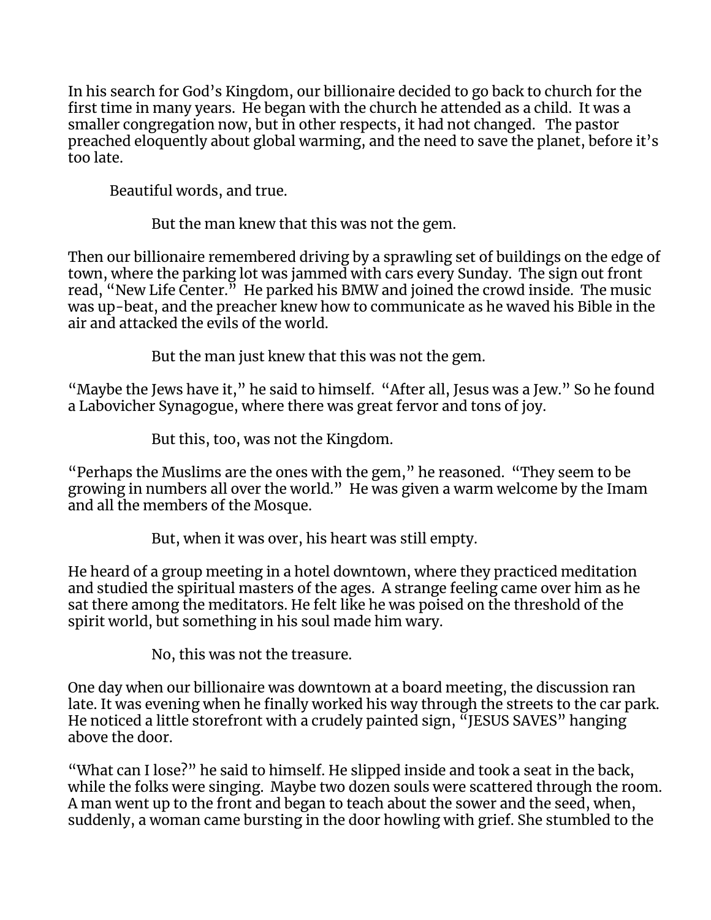In his search for God's Kingdom, our billionaire decided to go back to church for the first time in many years. He began with the church he attended as a child. It was a smaller congregation now, but in other respects, it had not changed. The pastor preached eloquently about global warming, and the need to save the planet, before it's too late.

Beautiful words, and true.

But the man knew that this was not the gem.

Then our billionaire remembered driving by a sprawling set of buildings on the edge of town, where the parking lot was jammed with cars every Sunday. The sign out front read, "New Life Center." He parked his BMW and joined the crowd inside. The music was up-beat, and the preacher knew how to communicate as he waved his Bible in the air and attacked the evils of the world.

But the man just knew that this was not the gem.

"Maybe the Jews have it," he said to himself. "After all, Jesus was a Jew." So he found a Labovicher Synagogue, where there was great fervor and tons of joy.

But this, too, was not the Kingdom.

"Perhaps the Muslims are the ones with the gem," he reasoned. "They seem to be growing in numbers all over the world." He was given a warm welcome by the Imam and all the members of the Mosque.

But, when it was over, his heart was still empty.

He heard of a group meeting in a hotel downtown, where they practiced meditation and studied the spiritual masters of the ages. A strange feeling came over him as he sat there among the meditators. He felt like he was poised on the threshold of the spirit world, but something in his soul made him wary.

No, this was not the treasure.

One day when our billionaire was downtown at a board meeting, the discussion ran late. It was evening when he finally worked his way through the streets to the car park. He noticed a little storefront with a crudely painted sign, "JESUS SAVES" hanging above the door.

"What can I lose?" he said to himself. He slipped inside and took a seat in the back, while the folks were singing. Maybe two dozen souls were scattered through the room. A man went up to the front and began to teach about the sower and the seed, when, suddenly, a woman came bursting in the door howling with grief. She stumbled to the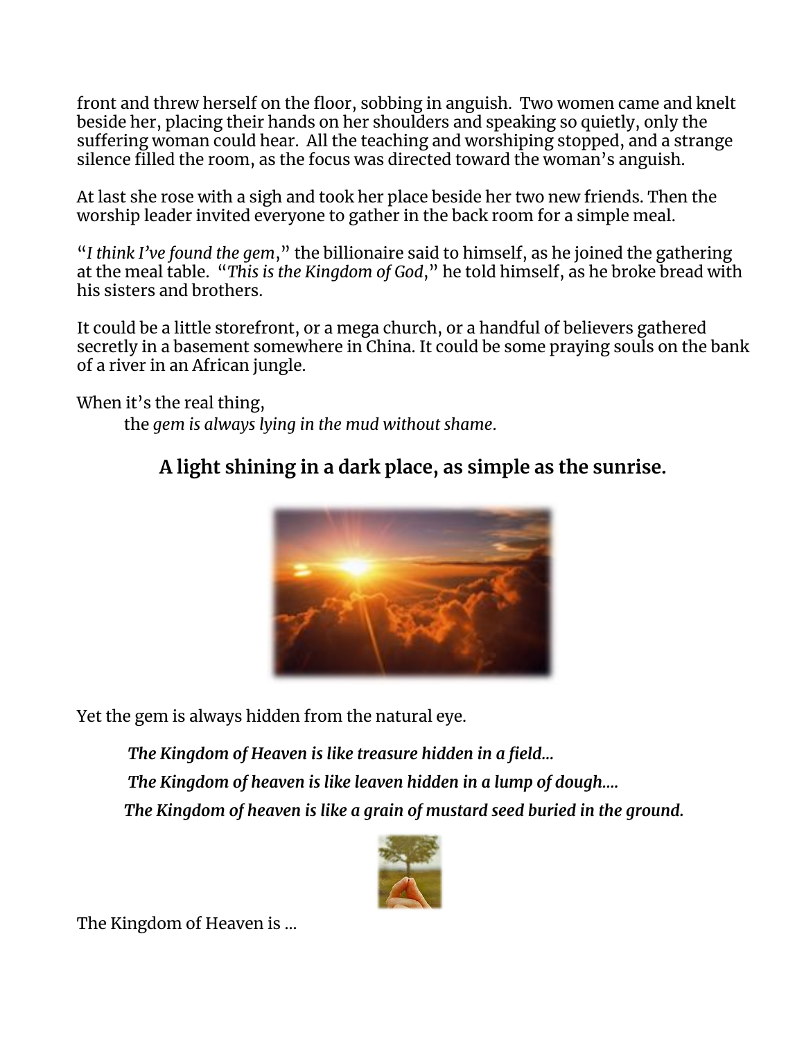front and threw herself on the floor, sobbing in anguish. Two women came and knelt beside her, placing their hands on her shoulders and speaking so quietly, only the suffering woman could hear. All the teaching and worshiping stopped, and a strange silence filled the room, as the focus was directed toward the woman's anguish.

At last she rose with a sigh and took her place beside her two new friends. Then the worship leader invited everyone to gather in the back room for a simple meal.

"*I think I've found the gem*," the billionaire said to himself, as he joined the gathering at the meal table. "*This is the Kingdom of God*," he told himself, as he broke bread with his sisters and brothers.

It could be a little storefront, or a mega church, or a handful of believers gathered secretly in a basement somewhere in China. It could be some praying souls on the bank of a river in an African jungle.

When it's the real thing,

the *gem is always lying in the mud without shame*.

**A light shining in a dark place, as simple as the sunrise.**

Yet the gem is always hidden from the natural eye.

***The Kingdom of Heaven is like treasure hidden in a field...***

***The Kingdom of heaven is like leaven hidden in a lump of dough....***

***The Kingdom of heaven is like a grain of mustard seed buried in the ground.***

The Kingdom of Heaven is ...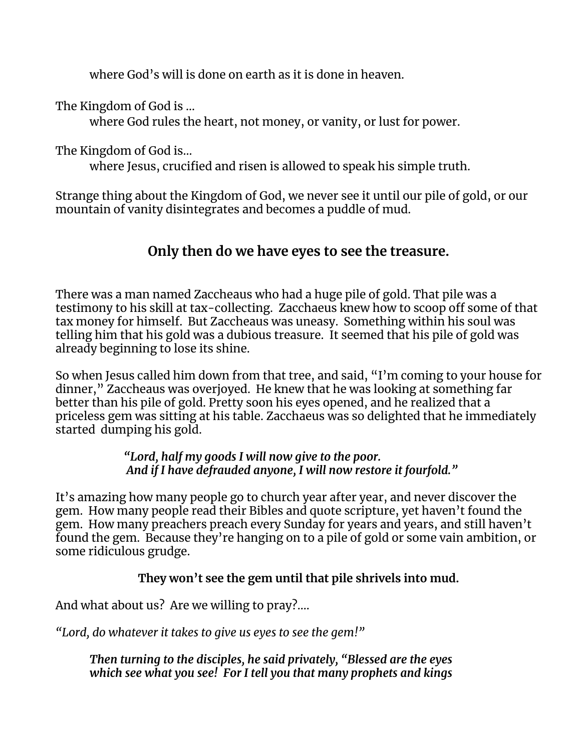where God's will is done on earth as it is done in heaven.

The Kingdom of God is ...
where God rules the heart, not money, or vanity, or lust for power.

The Kingdom of God is...
where Jesus, crucified and risen is allowed to speak his simple truth.

Strange thing about the Kingdom of God, we never see it until our pile of gold, or our mountain of vanity disintegrates and becomes a puddle of mud.

**Only then do we have eyes to see the treasure.**

There was a man named Zaccheaus who had a huge pile of gold. That pile was a testimony to his skill at tax-collecting. Zacchaeus knew how to scoop off some of that tax money for himself. But Zaccheaus was uneasy. Something within his soul was telling him that his gold was a dubious treasure. It seemed that his pile of gold was already beginning to lose its shine.

So when Jesus called him down from that tree, and said, "I'm coming to your house for dinner," Zaccheaus was overjoyed. He knew that he was looking at something far better than his pile of gold. Pretty soon his eyes opened, and he realized that a priceless gem was sitting at his table. Zacchaeus was so delighted that he immediately started dumping his gold.

***"Lord, half my goods I will now give to the poor.***
***And if I have defrauded anyone, I will now restore it fourfold."***

It's amazing how many people go to church year after year, and never discover the gem. How many people read their Bibles and quote scripture, yet haven't found the gem. How many preachers preach every Sunday for years and years, and still haven't found the gem. Because they're hanging on to a pile of gold or some vain ambition, or some ridiculous grudge.

**They won't see the gem until that pile shrivels into mud.**

And what about us? Are we willing to pray?....

*"Lord, do whatever it takes to give us eyes to see the gem!"*

***Then turning to the disciples, he said privately, "Blessed are the eyes which see what you see! For I tell you that many prophets and kings***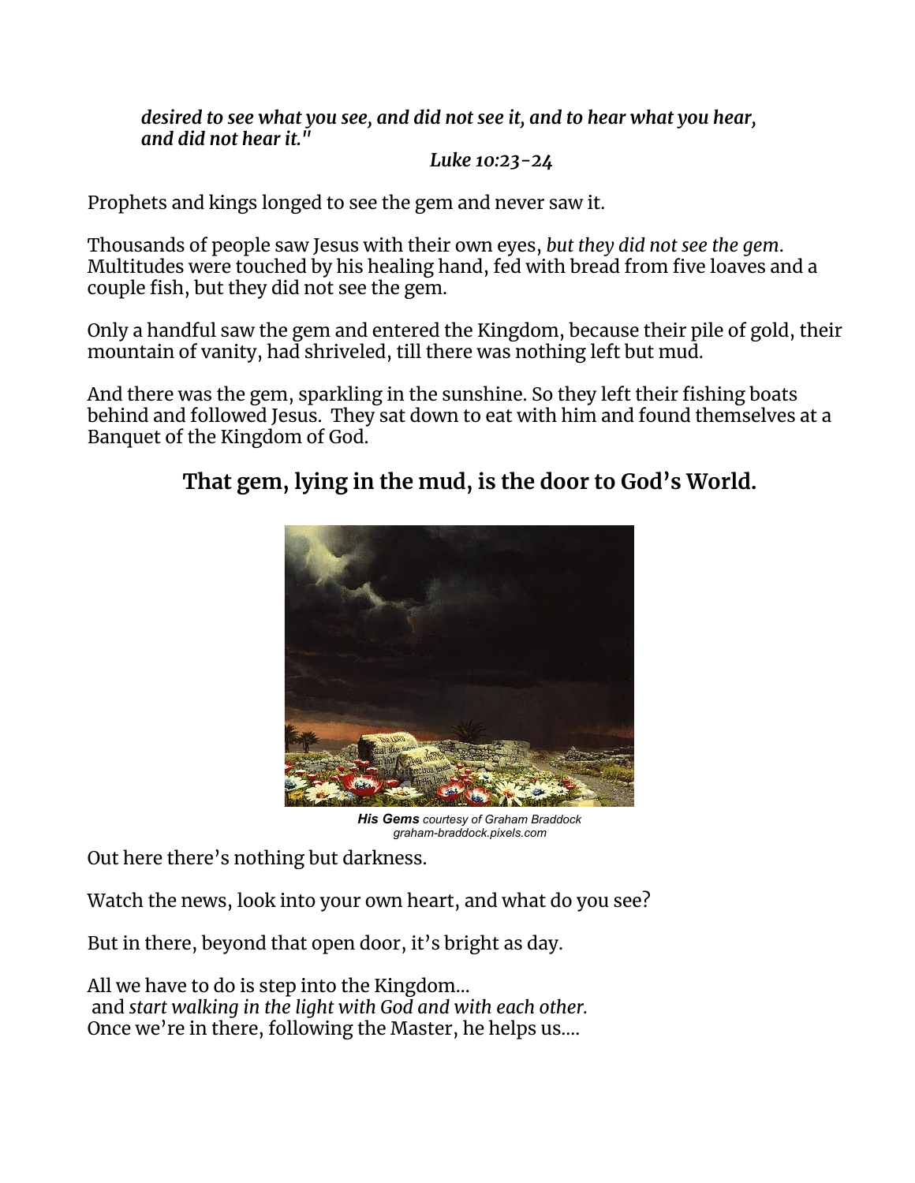> ***desired to see what you see, and did not see it, and to hear what you hear, and did not hear it."***
>
> ***Luke 10:23-24***

Prophets and kings longed to see the gem and never saw it.

Thousands of people saw Jesus with their own eyes, *but they did not see the gem*. Multitudes were touched by his healing hand, fed with bread from five loaves and a couple fish, but they did not see the gem.

Only a handful saw the gem and entered the Kingdom, because their pile of gold, their mountain of vanity, had shriveled, till there was nothing left but mud.

And there was the gem, sparkling in the sunshine. So they left their fishing boats behind and followed Jesus. They sat down to eat with him and found themselves at a Banquet of the Kingdom of God.

**That gem, lying in the mud, is the door to God's World.**

***His Gems*** *courtesy of Graham Braddock*
*graham-braddock.pixels.com*

Out here there's nothing but darkness.

Watch the news, look into your own heart, and what do you see?

But in there, beyond that open door, it's bright as day.

All we have to do is step into the Kingdom...
and *start walking in the light with God and with each other.*
Once we're in there, following the Master, he helps us....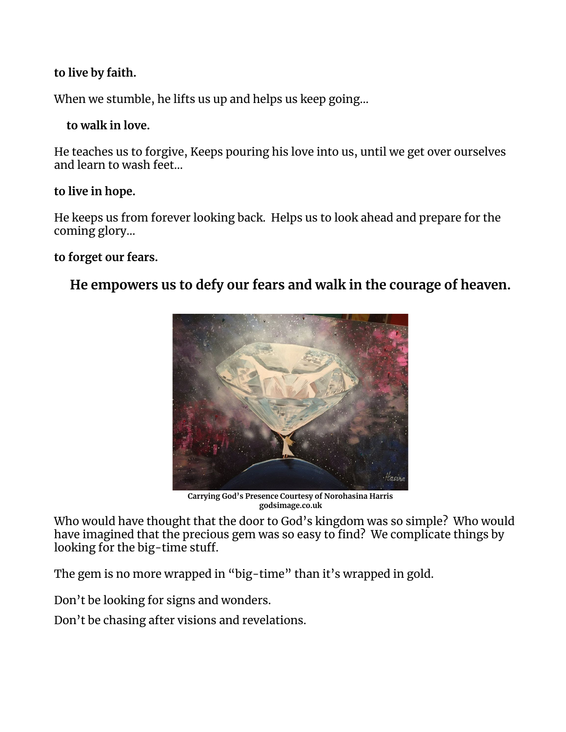**to live by faith.**

When we stumble, he lifts us up and helps us keep going...

**to walk in love.**

He teaches us to forgive, Keeps pouring his love into us, until we get over ourselves and learn to wash feet...

**to live in hope.**

He keeps us from forever looking back. Helps us to look ahead and prepare for the coming glory...

**to forget our fears.**

### He empowers us to defy our fears and walk in the courage of heaven.

**Carrying God's Presence Courtesy of Norohasina Harris**
**godsimage.co.uk**

Who would have thought that the door to God's kingdom was so simple? Who would have imagined that the precious gem was so easy to find? We complicate things by looking for the big-time stuff.

The gem is no more wrapped in "big-time" than it's wrapped in gold.

Don't be looking for signs and wonders.

Don't be chasing after visions and revelations.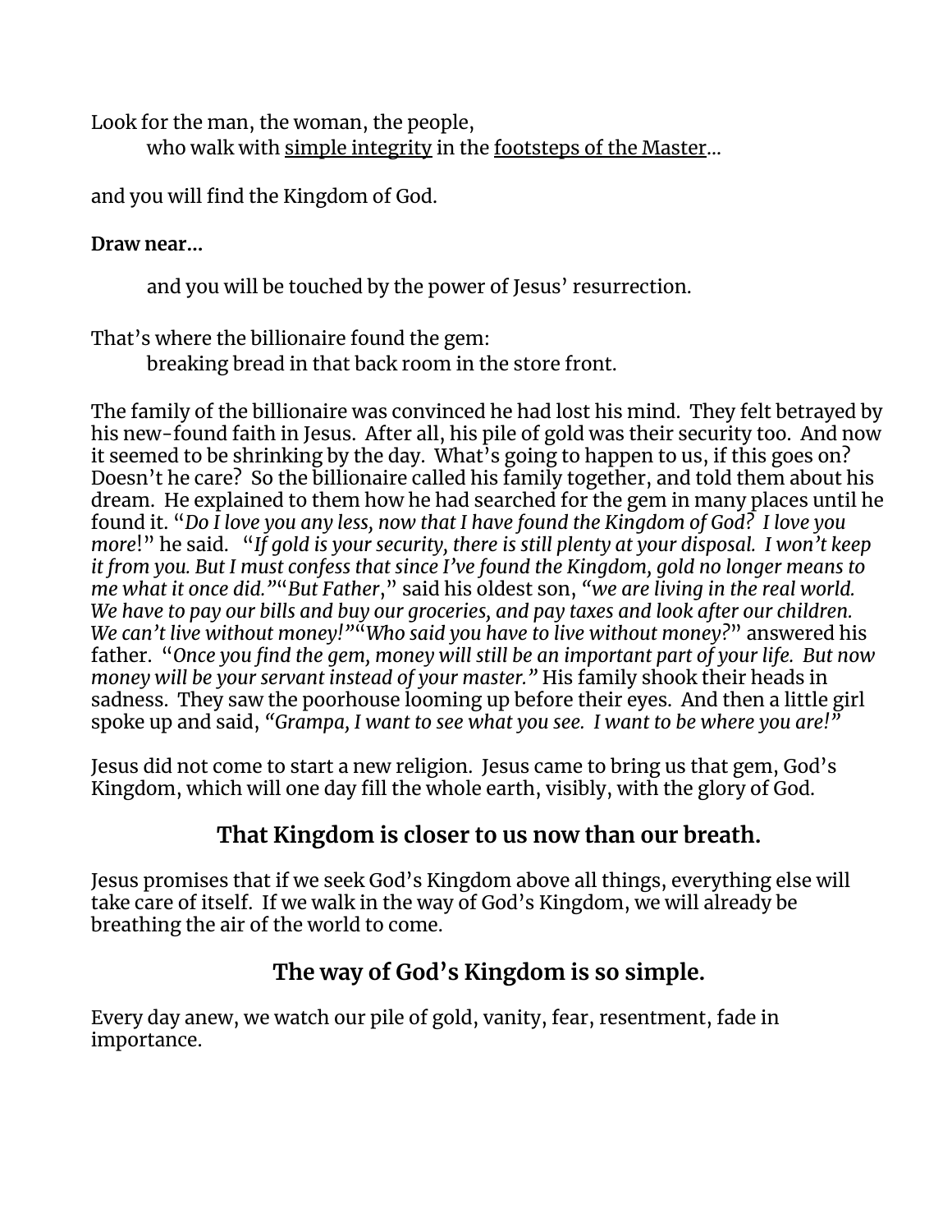Look for the man, the woman, the people,
    who walk with <u>simple integrity</u> in the <u>footsteps of the Master</u>…

and you will find the Kingdom of God.

**Draw near…**

    and you will be touched by the power of Jesus' resurrection.

That's where the billionaire found the gem:
    breaking bread in that back room in the store front.

The family of the billionaire was convinced he had lost his mind. They felt betrayed by his new-found faith in Jesus. After all, his pile of gold was their security too. And now it seemed to be shrinking by the day. What's going to happen to us, if this goes on? Doesn't he care? So the billionaire called his family together, and told them about his dream. He explained to them how he had searched for the gem in many places until he found it. "*Do I love you any less, now that I have found the Kingdom of God? I love you more*!" he said. "*If gold is your security, there is still plenty at your disposal. I won't keep it from you. But I must confess that since I've found the Kingdom, gold no longer means to me what it once did.*""*But Father*," said his oldest son, *"we are living in the real world. We have to pay our bills and buy our groceries, and pay taxes and look after our children. We can't live without money!""Who said you have to live without money*?" answered his father. "*Once you find the gem, money will still be an important part of your life. But now money will be your servant instead of your master."* His family shook their heads in sadness. They saw the poorhouse looming up before their eyes. And then a little girl spoke up and said, *"Grampa, I want to see what you see. I want to be where you are!"*

Jesus did not come to start a new religion. Jesus came to bring us that gem, God's Kingdom, which will one day fill the whole earth, visibly, with the glory of God.

### That Kingdom is closer to us now than our breath.

Jesus promises that if we seek God's Kingdom above all things, everything else will take care of itself. If we walk in the way of God's Kingdom, we will already be breathing the air of the world to come.

### The way of God's Kingdom is so simple.

Every day anew, we watch our pile of gold, vanity, fear, resentment, fade in importance.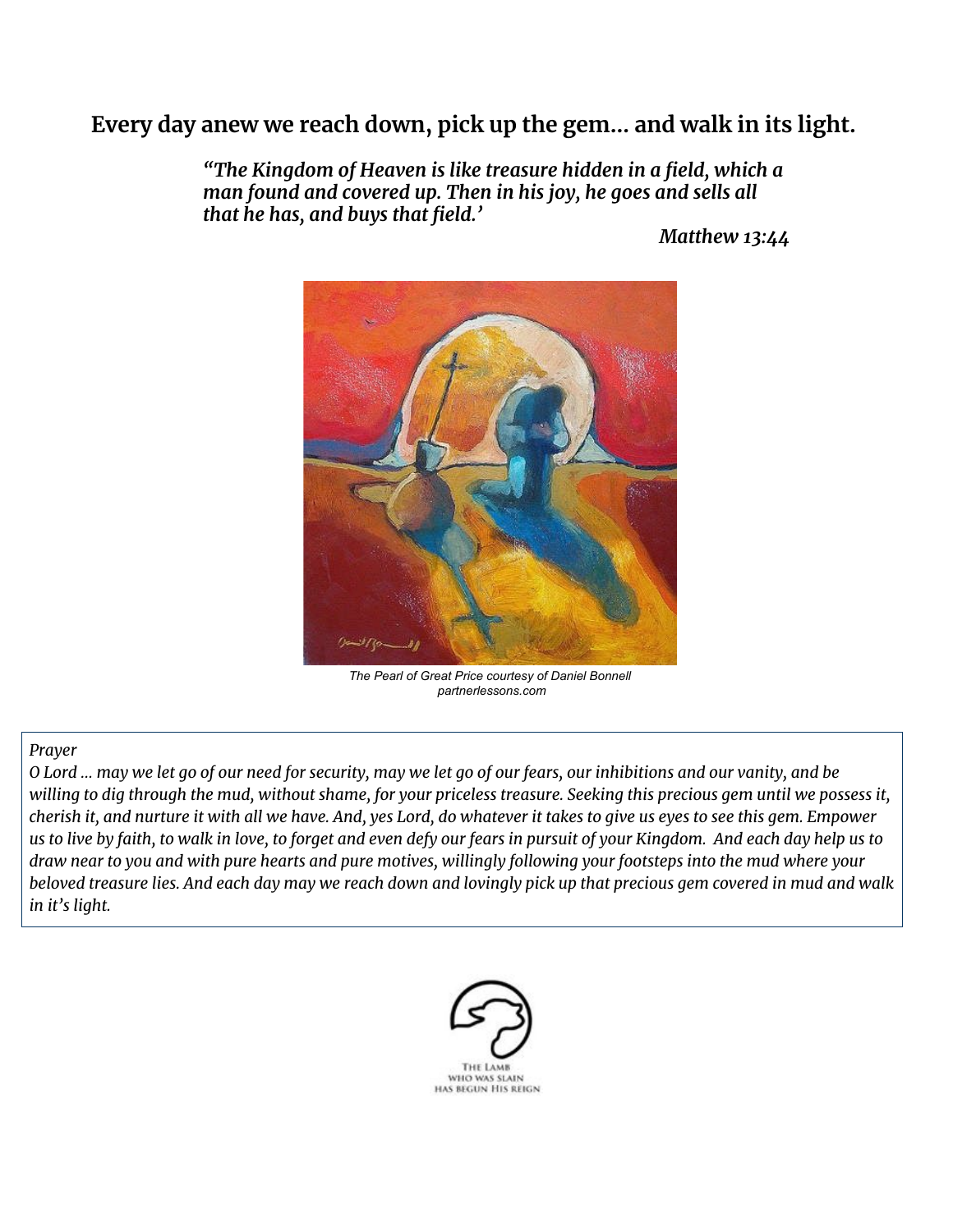## Every day anew we reach down, pick up the gem… and walk in its light.

> ***"The Kingdom of Heaven is like treasure hidden in a field, which a man found and covered up. Then in his joy, he goes and sells all that he has, and buys that field.'***
>
> ***Matthew 13:44***

*The Pearl of Great Price courtesy of Daniel Bonnell*
*partnerlessons.com*

*Prayer*

*O Lord … may we let go of our need for security, may we let go of our fears, our inhibitions and our vanity, and be willing to dig through the mud, without shame, for your priceless treasure. Seeking this precious gem until we possess it, cherish it, and nurture it with all we have. And, yes Lord, do whatever it takes to give us eyes to see this gem. Empower us to live by faith, to walk in love, to forget and even defy our fears in pursuit of your Kingdom. And each day help us to draw near to you and with pure hearts and pure motives, willingly following your footsteps into the mud where your beloved treasure lies. And each day may we reach down and lovingly pick up that precious gem covered in mud and walk in it's light.*

The Lamb
who was slain
has begun His reign